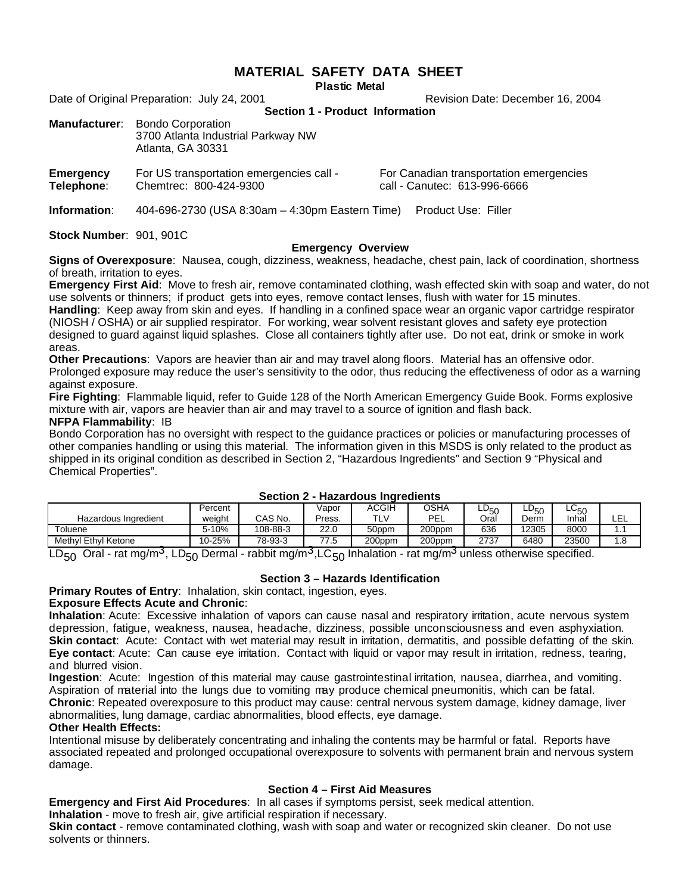# MATERIAL SAFETY DATA SHEET

**Plastic Metal**

Date of Original Preparation: July 24, 2001 Revision Date: December 16, 2004

## Section 1 - Product Information

**Manufacturer**: Bondo Corporation
3700 Atlanta Industrial Parkway NW
Atlanta, GA 30331

**Emergency Telephone**: For US transportation emergencies call - Chemtrec: 800-424-9300
For Canadian transportation emergencies call - Canutec: 613-996-6666

**Information**: 404-696-2730 (USA 8:30am – 4:30pm Eastern Time) Product Use: Filler

**Stock Number**: 901, 901C

### Emergency Overview

**Signs of Overexposure**: Nausea, cough, dizziness, weakness, headache, chest pain, lack of coordination, shortness of breath, irritation to eyes.

**Emergency First Aid**: Move to fresh air, remove contaminated clothing, wash effected skin with soap and water, do not use solvents or thinners; if product gets into eyes, remove contact lenses, flush with water for 15 minutes.

**Handling**: Keep away from skin and eyes. If handling in a confined space wear an organic vapor cartridge respirator (NIOSH / OSHA) or air supplied respirator. For working, wear solvent resistant gloves and safety eye protection designed to guard against liquid splashes. Close all containers tightly after use. Do not eat, drink or smoke in work areas.

**Other Precautions**: Vapors are heavier than air and may travel along floors. Material has an offensive odor. Prolonged exposure may reduce the user's sensitivity to the odor, thus reducing the effectiveness of odor as a warning against exposure.

**Fire Fighting**: Flammable liquid, refer to Guide 128 of the North American Emergency Guide Book. Forms explosive mixture with air, vapors are heavier than air and may travel to a source of ignition and flash back.

**NFPA Flammability**: IB

Bondo Corporation has no oversight with respect to the guidance practices or policies or manufacturing processes of other companies handling or using this material. The information given in this MSDS is only related to the product as shipped in its original condition as described in Section 2, "Hazardous Ingredients" and Section 9 "Physical and Chemical Properties".

## Section 2 - Hazardous Ingredients

| Hazardous Ingredient | Percent weight | CAS No. | Vapor Press. | ACGIH TLV | OSHA PEL | $LD_{50}$ Oral | $LD_{50}$ Derm | $LC_{50}$ Inhal | LEL |
|---|---|---|---|---|---|---|---|---|---|
| Toluene | 5-10% | 108-88-3 | 22.0 | 50ppm | 200ppm | 636 | 12305 | 8000 | 1.1 |
| Methyl Ethyl Ketone | 10-25% | 78-93-3 | 77.5 | 200ppm | 200ppm | 2737 | 6480 | 23500 | 1.8 |

$LD_{50}$ Oral - rat mg/m$^3$, $LD_{50}$ Dermal - rabbit mg/m$^3$, $LC_{50}$ Inhalation - rat mg/m$^3$ unless otherwise specified.

## Section 3 – Hazards Identification

**Primary Routes of Entry**: Inhalation, skin contact, ingestion, eyes.

**Exposure Effects Acute and Chronic**:

**Inhalation**: Acute: Excessive inhalation of vapors can cause nasal and respiratory irritation, acute nervous system depression, fatigue, weakness, nausea, headache, dizziness, possible unconsciousness and even asphyxiation.

**Skin contact**: Acute: Contact with wet material may result in irritation, dermatitis, and possible defatting of the skin.

**Eye contact**: Acute: Can cause eye irritation. Contact with liquid or vapor may result in irritation, redness, tearing, and blurred vision.

**Ingestion**: Acute: Ingestion of this material may cause gastrointestinal irritation, nausea, diarrhea, and vomiting. Aspiration of material into the lungs due to vomiting may produce chemical pneumonitis, which can be fatal.

**Chronic**: Repeated overexposure to this product may cause: central nervous system damage, kidney damage, liver abnormalities, lung damage, cardiac abnormalities, blood effects, eye damage.

**Other Health Effects:**

Intentional misuse by deliberately concentrating and inhaling the contents may be harmful or fatal. Reports have associated repeated and prolonged occupational overexposure to solvents with permanent brain and nervous system damage.

## Section 4 – First Aid Measures

**Emergency and First Aid Procedures**: In all cases if symptoms persist, seek medical attention.

**Inhalation** - move to fresh air, give artificial respiration if necessary.

**Skin contact** - remove contaminated clothing, wash with soap and water or recognized skin cleaner. Do not use solvents or thinners.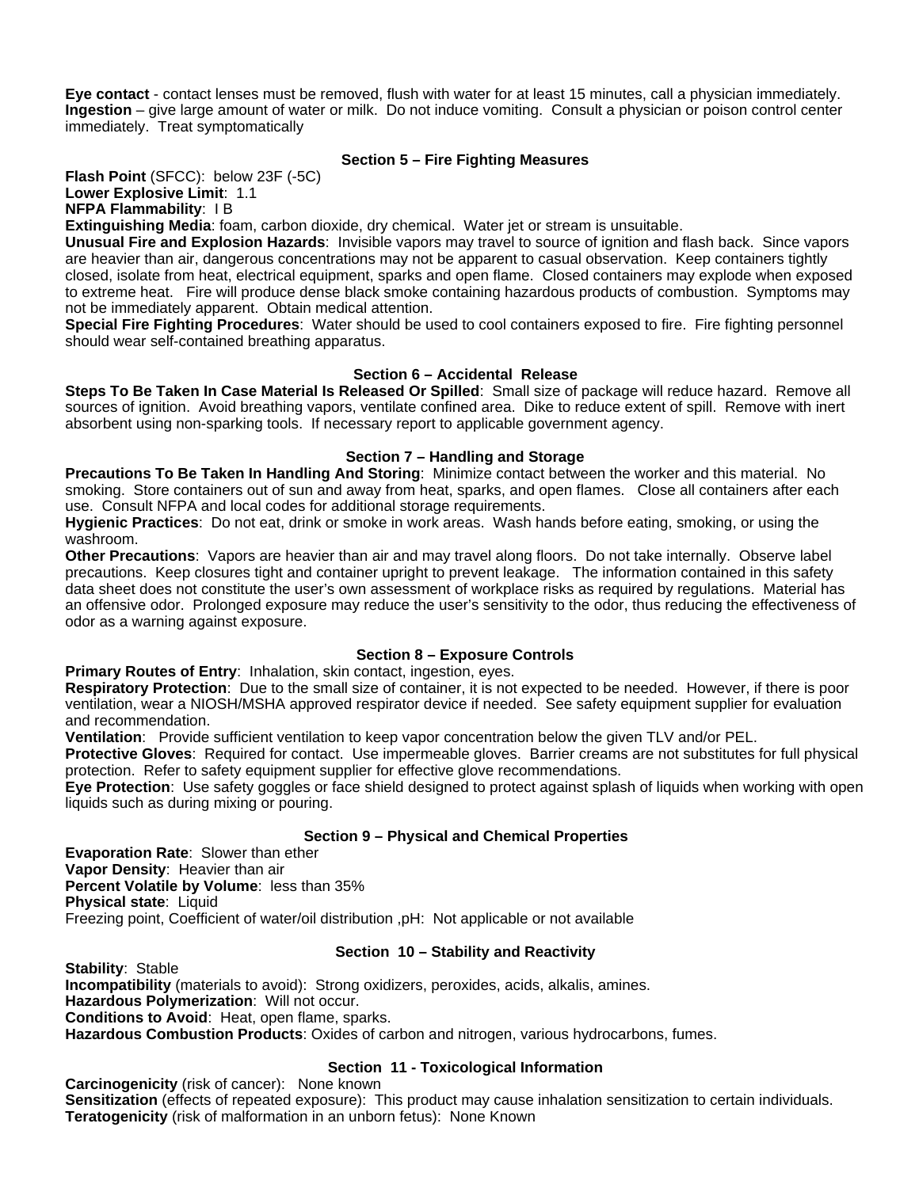**Eye contact** - contact lenses must be removed, flush with water for at least 15 minutes, call a physician immediately.
**Ingestion** – give large amount of water or milk. Do not induce vomiting. Consult a physician or poison control center immediately. Treat symptomatically

### Section 5 – Fire Fighting Measures

**Flash Point** (SFCC): below 23F (-5C)
**Lower Explosive Limit**: 1.1
**NFPA Flammability**: I B
**Extinguishing Media**: foam, carbon dioxide, dry chemical. Water jet or stream is unsuitable.
**Unusual Fire and Explosion Hazards**: Invisible vapors may travel to source of ignition and flash back. Since vapors are heavier than air, dangerous concentrations may not be apparent to casual observation. Keep containers tightly closed, isolate from heat, electrical equipment, sparks and open flame. Closed containers may explode when exposed to extreme heat. Fire will produce dense black smoke containing hazardous products of combustion. Symptoms may not be immediately apparent. Obtain medical attention.
**Special Fire Fighting Procedures**: Water should be used to cool containers exposed to fire. Fire fighting personnel should wear self-contained breathing apparatus.

### Section 6 – Accidental Release

**Steps To Be Taken In Case Material Is Released Or Spilled**: Small size of package will reduce hazard. Remove all sources of ignition. Avoid breathing vapors, ventilate confined area. Dike to reduce extent of spill. Remove with inert absorbent using non-sparking tools. If necessary report to applicable government agency.

### Section 7 – Handling and Storage

**Precautions To Be Taken In Handling And Storing**: Minimize contact between the worker and this material. No smoking. Store containers out of sun and away from heat, sparks, and open flames. Close all containers after each use. Consult NFPA and local codes for additional storage requirements.
**Hygienic Practices**: Do not eat, drink or smoke in work areas. Wash hands before eating, smoking, or using the washroom.
**Other Precautions**: Vapors are heavier than air and may travel along floors. Do not take internally. Observe label precautions. Keep closures tight and container upright to prevent leakage. The information contained in this safety data sheet does not constitute the user's own assessment of workplace risks as required by regulations. Material has an offensive odor. Prolonged exposure may reduce the user's sensitivity to the odor, thus reducing the effectiveness of odor as a warning against exposure.

### Section 8 – Exposure Controls

**Primary Routes of Entry**: Inhalation, skin contact, ingestion, eyes.
**Respiratory Protection**: Due to the small size of container, it is not expected to be needed. However, if there is poor ventilation, wear a NIOSH/MSHA approved respirator device if needed. See safety equipment supplier for evaluation and recommendation.
**Ventilation**: Provide sufficient ventilation to keep vapor concentration below the given TLV and/or PEL.
**Protective Gloves**: Required for contact. Use impermeable gloves. Barrier creams are not substitutes for full physical protection. Refer to safety equipment supplier for effective glove recommendations.
**Eye Protection**: Use safety goggles or face shield designed to protect against splash of liquids when working with open liquids such as during mixing or pouring.

### Section 9 – Physical and Chemical Properties

**Evaporation Rate**: Slower than ether
**Vapor Density**: Heavier than air
**Percent Volatile by Volume**: less than 35%
**Physical state**: Liquid
Freezing point, Coefficient of water/oil distribution ,pH: Not applicable or not available

### Section 10 – Stability and Reactivity

**Stability**: Stable
**Incompatibility** (materials to avoid): Strong oxidizers, peroxides, acids, alkalis, amines.
**Hazardous Polymerization**: Will not occur.
**Conditions to Avoid**: Heat, open flame, sparks.
**Hazardous Combustion Products**: Oxides of carbon and nitrogen, various hydrocarbons, fumes.

### Section 11 - Toxicological Information

**Carcinogenicity** (risk of cancer): None known
**Sensitization** (effects of repeated exposure): This product may cause inhalation sensitization to certain individuals.
**Teratogenicity** (risk of malformation in an unborn fetus): None Known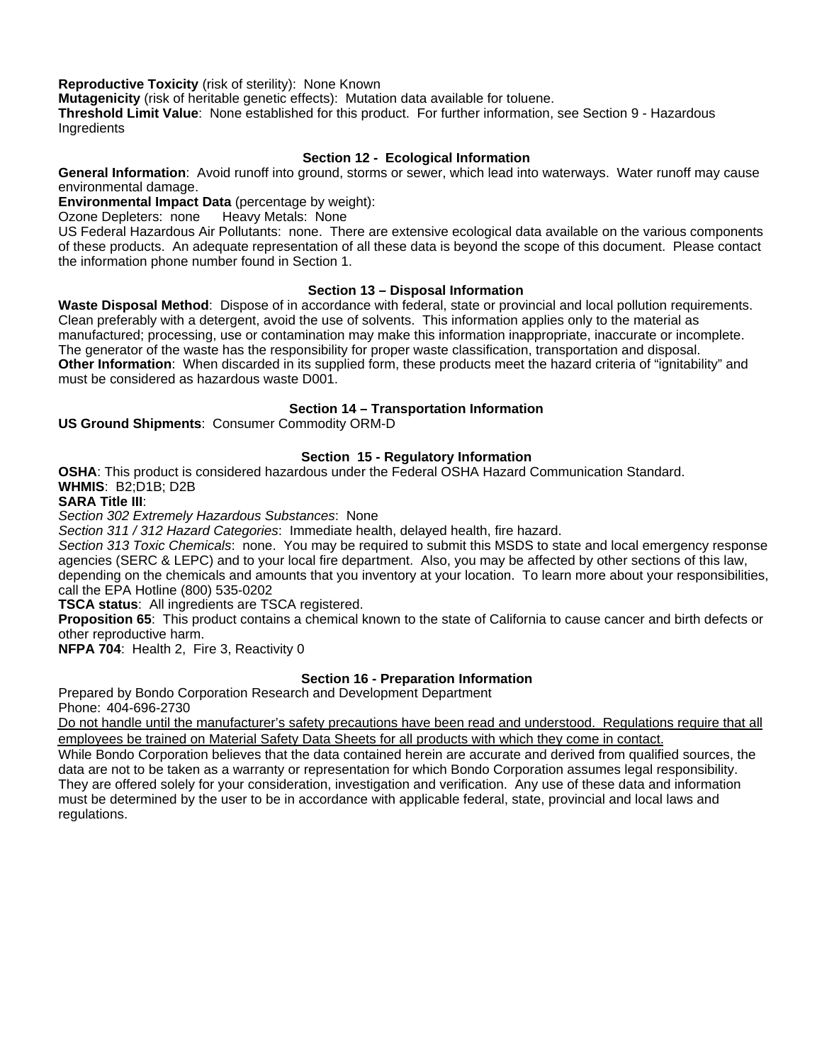**Reproductive Toxicity** (risk of sterility): None Known
**Mutagenicity** (risk of heritable genetic effects): Mutation data available for toluene.
**Threshold Limit Value**: None established for this product. For further information, see Section 9 - Hazardous Ingredients

## Section 12 - Ecological Information

**General Information**: Avoid runoff into ground, storms or sewer, which lead into waterways. Water runoff may cause environmental damage.
**Environmental Impact Data** (percentage by weight):
Ozone Depleters: none Heavy Metals: None
US Federal Hazardous Air Pollutants: none. There are extensive ecological data available on the various components of these products. An adequate representation of all these data is beyond the scope of this document. Please contact the information phone number found in Section 1.

## Section 13 – Disposal Information

**Waste Disposal Method**: Dispose of in accordance with federal, state or provincial and local pollution requirements. Clean preferably with a detergent, avoid the use of solvents. This information applies only to the material as manufactured; processing, use or contamination may make this information inappropriate, inaccurate or incomplete. The generator of the waste has the responsibility for proper waste classification, transportation and disposal.
**Other Information**: When discarded in its supplied form, these products meet the hazard criteria of "ignitability" and must be considered as hazardous waste D001.

## Section 14 – Transportation Information

**US Ground Shipments**: Consumer Commodity ORM-D

## Section 15 - Regulatory Information

**OSHA**: This product is considered hazardous under the Federal OSHA Hazard Communication Standard.
**WHMIS**: B2;D1B; D2B
**SARA Title III**:
*Section 302 Extremely Hazardous Substances*: None
*Section 311 / 312 Hazard Categories*: Immediate health, delayed health, fire hazard.
*Section 313 Toxic Chemicals*: none. You may be required to submit this MSDS to state and local emergency response agencies (SERC & LEPC) and to your local fire department. Also, you may be affected by other sections of this law, depending on the chemicals and amounts that you inventory at your location. To learn more about your responsibilities, call the EPA Hotline (800) 535-0202
**TSCA status**: All ingredients are TSCA registered.
**Proposition 65**: This product contains a chemical known to the state of California to cause cancer and birth defects or other reproductive harm.
**NFPA 704**: Health 2, Fire 3, Reactivity 0

## Section 16 - Preparation Information

Prepared by Bondo Corporation Research and Development Department
Phone: 404-696-2730
Do not handle until the manufacturer's safety precautions have been read and understood. Regulations require that all employees be trained on Material Safety Data Sheets for all products with which they come in contact.
While Bondo Corporation believes that the data contained herein are accurate and derived from qualified sources, the data are not to be taken as a warranty or representation for which Bondo Corporation assumes legal responsibility. They are offered solely for your consideration, investigation and verification. Any use of these data and information must be determined by the user to be in accordance with applicable federal, state, provincial and local laws and regulations.